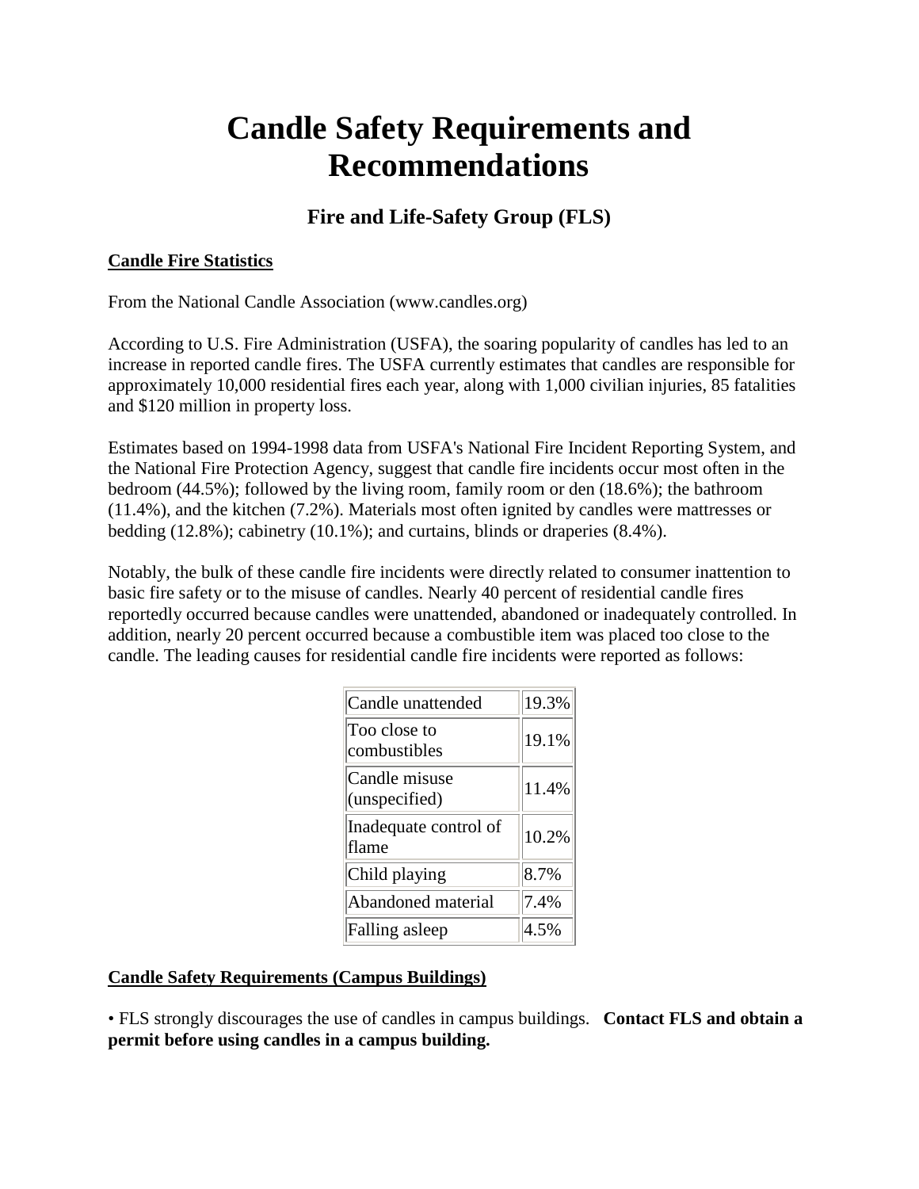# Candle Safety Requirements and Recommendations

## Fire and Life-Safety Group (FLS)

**Candle Fire Statistics**

From the National Candle Association (www.candles.org)

According to U.S. Fire Administration (USFA), the soaring popularity of candles has led to an increase in reported candle fires. The USFA currently estimates that candles are responsible for approximately 10,000 residential fires each year, along with 1,000 civilian injuries, 85 fatalities and $120 million in property loss.

Estimates based on 1994-1998 data from USFA's National Fire Incident Reporting System, and the National Fire Protection Agency, suggest that candle fire incidents occur most often in the bedroom (44.5%); followed by the living room, family room or den (18.6%); the bathroom (11.4%), and the kitchen (7.2%). Materials most often ignited by candles were mattresses or bedding (12.8%); cabinetry (10.1%); and curtains, blinds or draperies (8.4%).

Notably, the bulk of these candle fire incidents were directly related to consumer inattention to basic fire safety or to the misuse of candles. Nearly 40 percent of residential candle fires reportedly occurred because candles were unattended, abandoned or inadequately controlled. In addition, nearly 20 percent occurred because a combustible item was placed too close to the candle. The leading causes for residential candle fire incidents were reported as follows:

| | |
|---|---|
| Candle unattended | 19.3% |
| Too close to combustibles | 19.1% |
| Candle misuse (unspecified) | 11.4% |
| Inadequate control of flame | 10.2% |
| Child playing | 8.7% |
| Abandoned material | 7.4% |
| Falling asleep | 4.5% |

**Candle Safety Requirements (Campus Buildings)**

• FLS strongly discourages the use of candles in campus buildings. **Contact FLS and obtain a permit before using candles in a campus building.**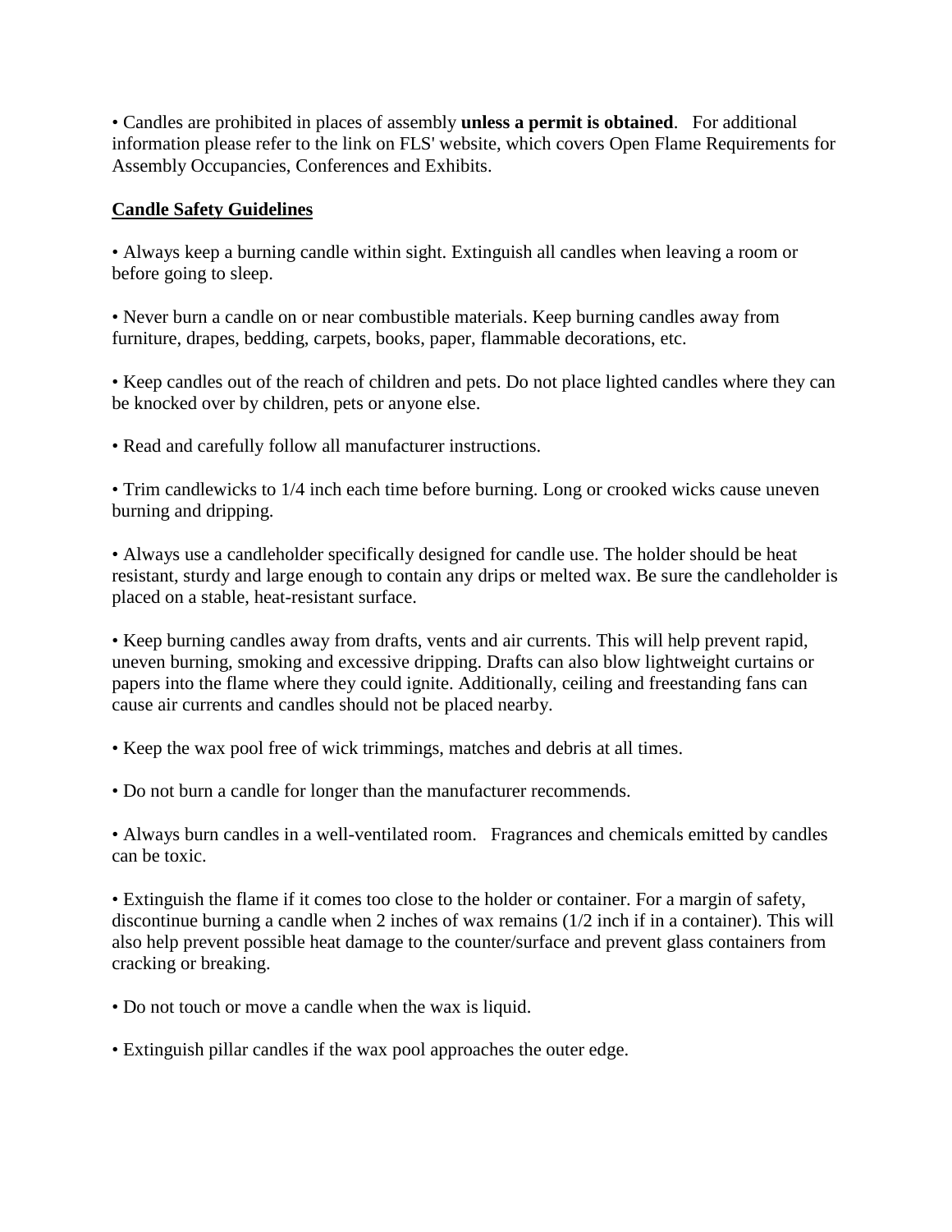• Candles are prohibited in places of assembly **unless a permit is obtained**. For additional information please refer to the link on FLS' website, which covers Open Flame Requirements for Assembly Occupancies, Conferences and Exhibits.

**Candle Safety Guidelines**

• Always keep a burning candle within sight. Extinguish all candles when leaving a room or before going to sleep.

• Never burn a candle on or near combustible materials. Keep burning candles away from furniture, drapes, bedding, carpets, books, paper, flammable decorations, etc.

• Keep candles out of the reach of children and pets. Do not place lighted candles where they can be knocked over by children, pets or anyone else.

• Read and carefully follow all manufacturer instructions.

• Trim candlewicks to 1/4 inch each time before burning. Long or crooked wicks cause uneven burning and dripping.

• Always use a candleholder specifically designed for candle use. The holder should be heat resistant, sturdy and large enough to contain any drips or melted wax. Be sure the candleholder is placed on a stable, heat-resistant surface.

• Keep burning candles away from drafts, vents and air currents. This will help prevent rapid, uneven burning, smoking and excessive dripping. Drafts can also blow lightweight curtains or papers into the flame where they could ignite. Additionally, ceiling and freestanding fans can cause air currents and candles should not be placed nearby.

• Keep the wax pool free of wick trimmings, matches and debris at all times.

• Do not burn a candle for longer than the manufacturer recommends.

• Always burn candles in a well-ventilated room. Fragrances and chemicals emitted by candles can be toxic.

• Extinguish the flame if it comes too close to the holder or container. For a margin of safety, discontinue burning a candle when 2 inches of wax remains (1/2 inch if in a container). This will also help prevent possible heat damage to the counter/surface and prevent glass containers from cracking or breaking.

• Do not touch or move a candle when the wax is liquid.

• Extinguish pillar candles if the wax pool approaches the outer edge.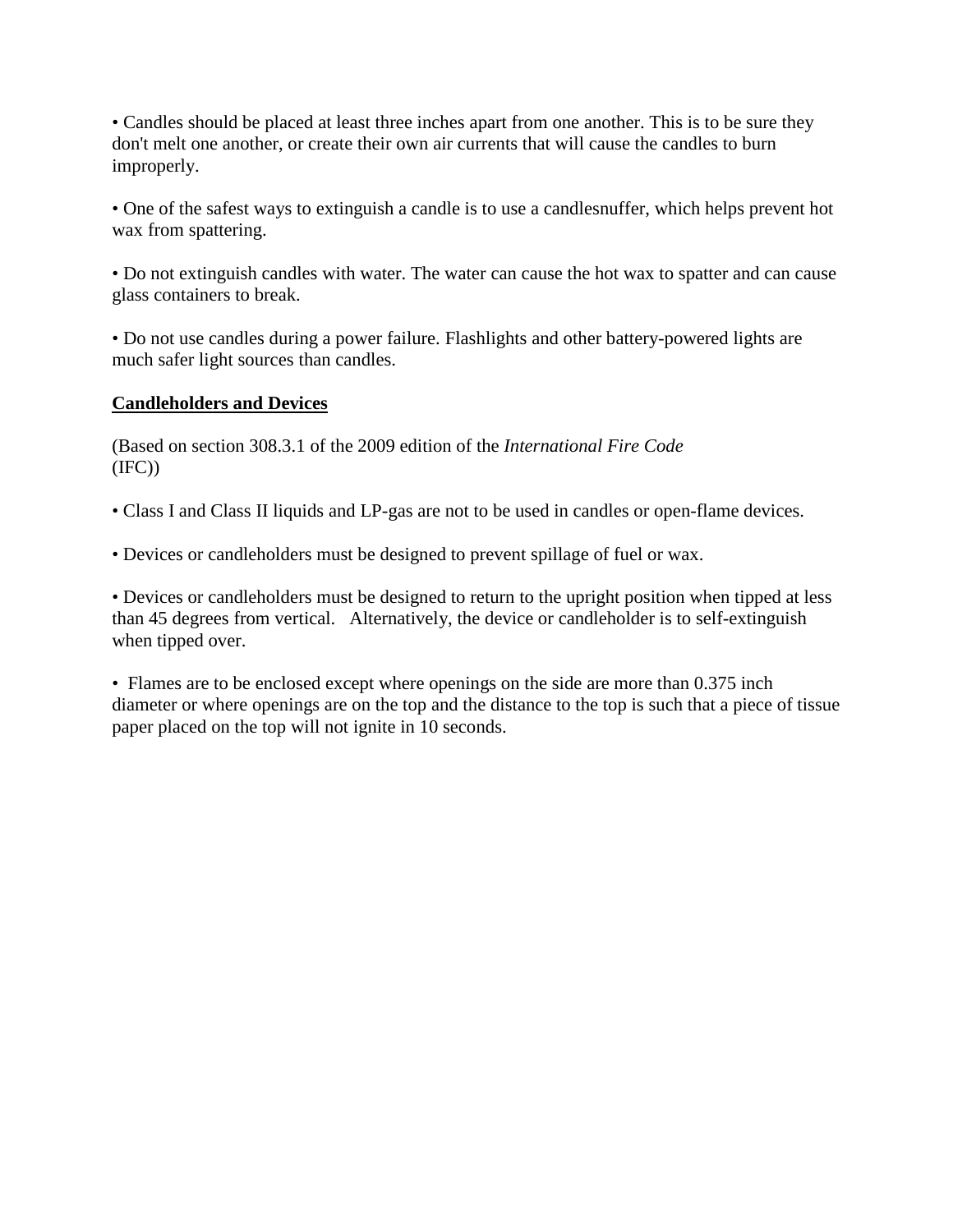• Candles should be placed at least three inches apart from one another. This is to be sure they don't melt one another, or create their own air currents that will cause the candles to burn improperly.

• One of the safest ways to extinguish a candle is to use a candlesnuffer, which helps prevent hot wax from spattering.

• Do not extinguish candles with water. The water can cause the hot wax to spatter and can cause glass containers to break.

• Do not use candles during a power failure. Flashlights and other battery-powered lights are much safer light sources than candles.

**Candleholders and Devices**

(Based on section 308.3.1 of the 2009 edition of the *International Fire Code* (IFC))

• Class I and Class II liquids and LP-gas are not to be used in candles or open-flame devices.

• Devices or candleholders must be designed to prevent spillage of fuel or wax.

• Devices or candleholders must be designed to return to the upright position when tipped at less than 45 degrees from vertical. Alternatively, the device or candleholder is to self-extinguish when tipped over.

• Flames are to be enclosed except where openings on the side are more than 0.375 inch diameter or where openings are on the top and the distance to the top is such that a piece of tissue paper placed on the top will not ignite in 10 seconds.